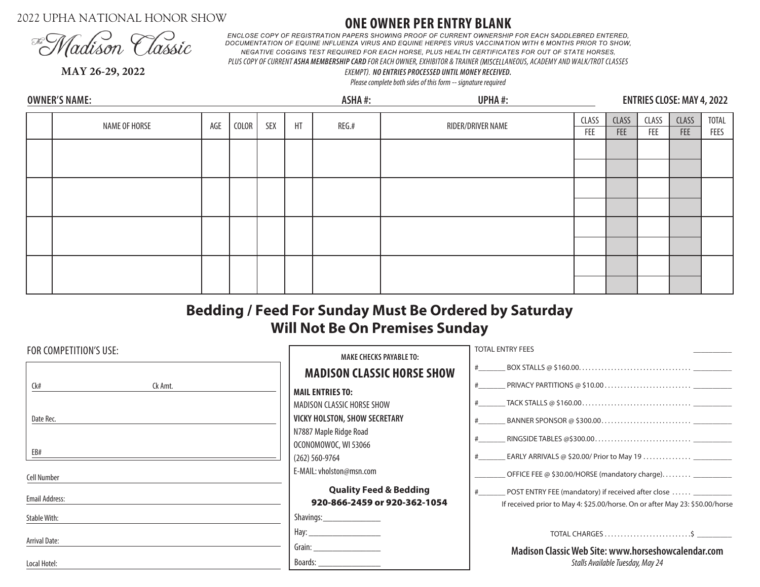2022 UPHA NATIONAL HONOR SHOW

The Madison Classic

**MAY 26-29, 2022**

# ONE OWNER PER ENTRY BLANK

*ENCLOSE COPY OF REGISTRATION PAPERS SHOWING PROOF OF CURRENT OWNERSHIP FOR EACH SADDLEBRED ENTERED, DOCUMENTATION OF EQUINE INFLUENZA VIRUS AND EQUINE HERPES VIRUS VACCINATION WITH 6 MONTHS PRIOR TO SHOW, NEGATIVE COGGINS TEST REQUIRED FOR EACH HORSE, PLUS HEALTH CERTIFICATES FOR OUT OF STATE HORSES, PLUS COPY OF CURRENT **ASHA MEMBERSHIP CARD** FOR EACH OWNER, EXHIBITOR & TRAINER (MISCELLANEOUS, ACADEMY AND WALK/TROT CLASSES EXEMPT). **NO ENTRIES PROCESSED UNTIL MONEY RECEIVED.***

*Please complete both sides of this form -- signature required*

**OWNER'S NAME:** ______________________ **ASHA #:** ____________ **UPHA #:** ____________ **ENTRIES CLOSE: MAY 4, 2022**

| | NAME OF HORSE | AGE | COLOR | SEX | HT | REG.# | RIDER/DRIVER NAME | CLASS FEE | CLASS FEE | CLASS FEE | CLASS FEE | TOTAL FEES |
|---|---|---|---|---|---|---|---|---|---|---|---|---|
| | | | | | | | | | | | | |
| | | | | | | | | | | | | |
| | | | | | | | | | | | | |
| | | | | | | | | | | | | |

## Bedding / Feed For Sunday Must Be Ordered by Saturday
## Will Not Be On Premises Sunday

FOR COMPETITION'S USE:

Ck# ____________ Ck Amt. ____________

Date Rec. ____________

EB# ____________

Cell Number ____________

Email Address: ____________

Stable With: ____________

Arrival Date: ____________

Local Hotel: ____________

**MAKE CHECKS PAYABLE TO:**

**MADISON CLASSIC HORSE SHOW**

**MAIL ENTRIES TO:**
MADISON CLASSIC HORSE SHOW
**VICKY HOLSTON, SHOW SECRETARY**
N7887 Maple Ridge Road
OCONOMOWOC, WI 53066
(262) 560-9764
E-MAIL: vholston@msn.com

**Quality Feed & Bedding**
**920-866-2459 or 920-362-1054**

Shavings: ____________
Hay: ____________
Grain: ____________
Boards: ____________

TOTAL ENTRY FEES ____________

#_______ BOX STALLS @ $160.00.................................. ____________

#_______ PRIVACY PARTITIONS @ $10.00.......................... ____________

#_______ TACK STALLS @ $160.00................................. ____________

#_______ BANNER SPONSOR @ $300.00........................... ____________

#_______ RINGSIDE TABLES @$300.00............................. ____________

#_______ EARLY ARRIVALS @ $20.00/ Prior to May 19 ............... ____________

________ OFFICE FEE @ $30.00/HORSE (mandatory charge)......... ____________

#_______ POST ENTRY FEE (mandatory) if received after close ...... ____________

If received prior to May 4: $25.00/horse. On or after May 23: $50.00/horse

TOTAL CHARGES ..........................$ ____________

**Madison Classic Web Site: www.horseshowcalendar.com**

*Stalls Available Tuesday, May 24*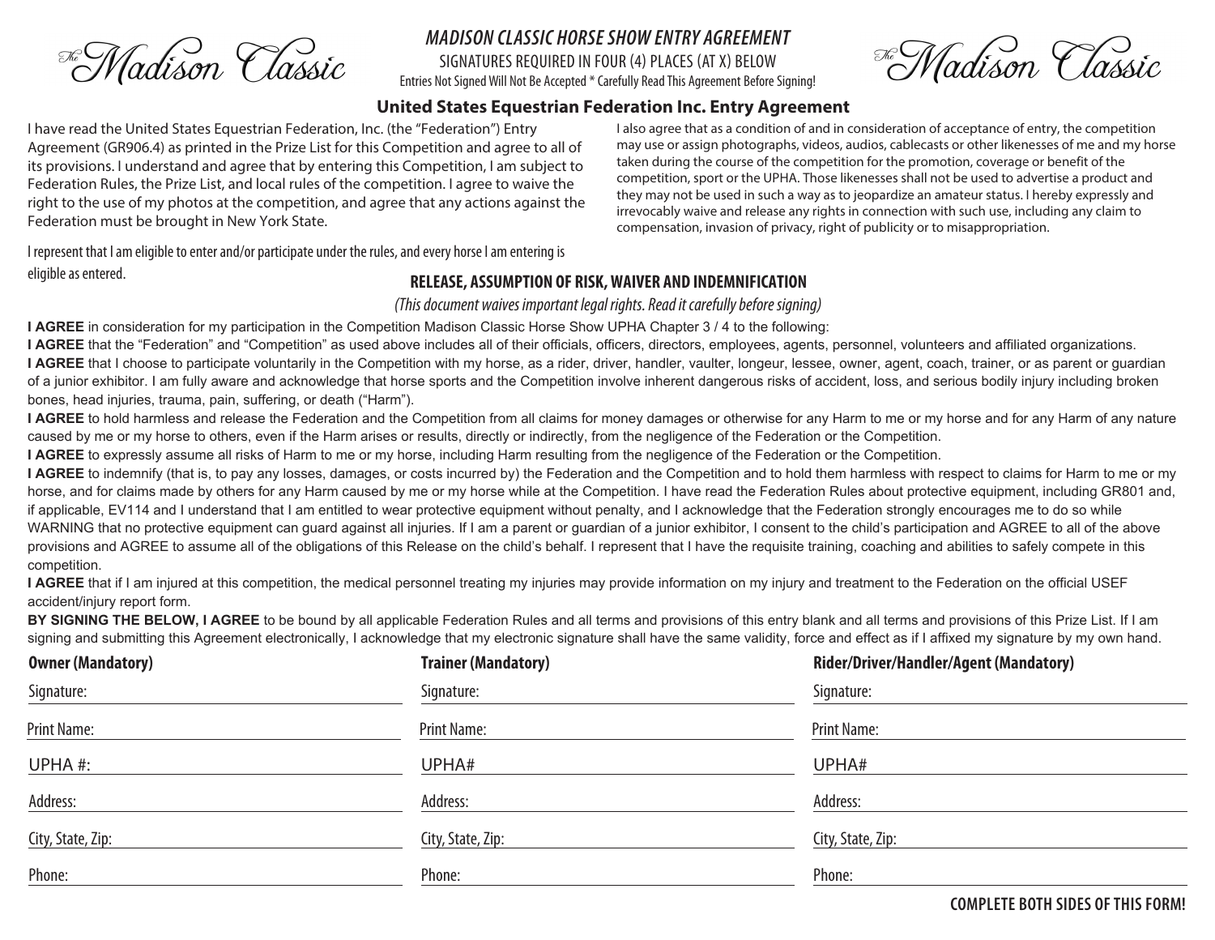The Madison Classic

# MADISON CLASSIC HORSE SHOW ENTRY AGREEMENT

SIGNATURES REQUIRED IN FOUR (4) PLACES (AT X) BELOW

Entries Not Signed Will Not Be Accepted * Carefully Read This Agreement Before Signing!

The Madison Classic

## United States Equestrian Federation Inc. Entry Agreement

I have read the United States Equestrian Federation, Inc. (the "Federation") Entry Agreement (GR906.4) as printed in the Prize List for this Competition and agree to all of its provisions. I understand and agree that by entering this Competition, I am subject to Federation Rules, the Prize List, and local rules of the competition. I agree to waive the right to the use of my photos at the competition, and agree that any actions against the Federation must be brought in New York State.

I represent that I am eligible to enter and/or participate under the rules, and every horse I am entering is eligible as entered.

I also agree that as a condition of and in consideration of acceptance of entry, the competition may use or assign photographs, videos, audios, cablecasts or other likenesses of me and my horse taken during the course of the competition for the promotion, coverage or benefit of the competition, sport or the UPHA. Those likenesses shall not be used to advertise a product and they may not be used in such a way as to jeopardize an amateur status. I hereby expressly and irrevocably waive and release any rights in connection with such use, including any claim to compensation, invasion of privacy, right of publicity or to misappropriation.

## RELEASE, ASSUMPTION OF RISK, WAIVER AND INDEMNIFICATION

*(This document waives important legal rights. Read it carefully before signing)*

**I AGREE** in consideration for my participation in the Competition Madison Classic Horse Show UPHA Chapter 3 / 4 to the following:

**I AGREE** that the "Federation" and "Competition" as used above includes all of their officials, officers, directors, employees, agents, personnel, volunteers and affiliated organizations.

**I AGREE** that I choose to participate voluntarily in the Competition with my horse, as a rider, driver, handler, vaulter, longeur, lessee, owner, agent, coach, trainer, or as parent or guardian of a junior exhibitor. I am fully aware and acknowledge that horse sports and the Competition involve inherent dangerous risks of accident, loss, and serious bodily injury including broken bones, head injuries, trauma, pain, suffering, or death ("Harm").

**I AGREE** to hold harmless and release the Federation and the Competition from all claims for money damages or otherwise for any Harm to me or my horse and for any Harm of any nature caused by me or my horse to others, even if the Harm arises or results, directly or indirectly, from the negligence of the Federation or the Competition.

**I AGREE** to expressly assume all risks of Harm to me or my horse, including Harm resulting from the negligence of the Federation or the Competition.

**I AGREE** to indemnify (that is, to pay any losses, damages, or costs incurred by) the Federation and the Competition and to hold them harmless with respect to claims for Harm to me or my horse, and for claims made by others for any Harm caused by me or my horse while at the Competition. I have read the Federation Rules about protective equipment, including GR801 and, if applicable, EV114 and I understand that I am entitled to wear protective equipment without penalty, and I acknowledge that the Federation strongly encourages me to do so while WARNING that no protective equipment can guard against all injuries. If I am a parent or guardian of a junior exhibitor, I consent to the child's participation and AGREE to all of the above provisions and AGREE to assume all of the obligations of this Release on the child's behalf. I represent that I have the requisite training, coaching and abilities to safely compete in this competition.

**I AGREE** that if I am injured at this competition, the medical personnel treating my injuries may provide information on my injury and treatment to the Federation on the official USEF accident/injury report form.

**BY SIGNING THE BELOW, I AGREE** to be bound by all applicable Federation Rules and all terms and provisions of this entry blank and all terms and provisions of this Prize List. If I am signing and submitting this Agreement electronically, I acknowledge that my electronic signature shall have the same validity, force and effect as if I affixed my signature by my own hand.

| Owner (Mandatory) | Trainer (Mandatory) | Rider/Driver/Handler/Agent (Mandatory) |
|---|---|---|
| Signature: | Signature: | Signature: |
| Print Name: | Print Name: | Print Name: |
| UPHA #: | UPHA# | UPHA# |
| Address: | Address: | Address: |
| City, State, Zip: | City, State, Zip: | City, State, Zip: |
| Phone: | Phone: | Phone: |

**COMPLETE BOTH SIDES OF THIS FORM!**